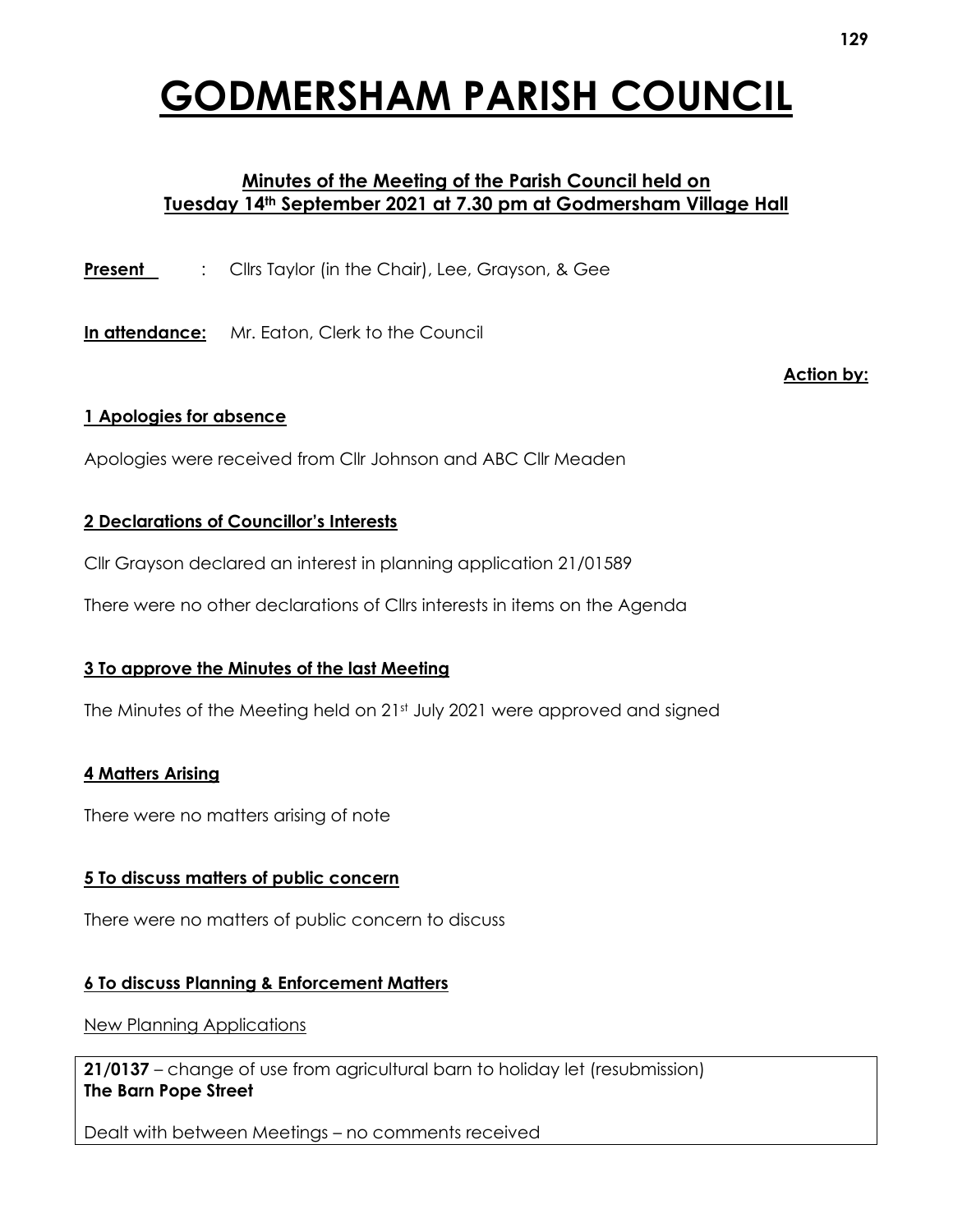# GODMERSHAM PARISH COUNCIL

## Minutes of the Meeting of the Parish Council held on Tuesday 14th September 2021 at 7.30 pm at Godmersham Village Hall

**Present** : Cllrs Taylor (in the Chair), Lee, Grayson, & Gee

**In attendance:** Mr. Eaton, Clerk to the Council

**Action by:**

### 1 Apologies for absence

Apologies were received from Cllr Johnson and ABC Cllr Meaden

### 2 Declarations of Councillor's Interests

Cllr Grayson declared an interest in planning application 21/01589

There were no other declarations of Cllrs interests in items on the Agenda

### 3 To approve the Minutes of the last Meeting

The Minutes of the Meeting held on 21st July 2021 were approved and signed

### 4 Matters Arising

There were no matters arising of note

### 5 To discuss matters of public concern

There were no matters of public concern to discuss

### 6 To discuss Planning & Enforcement Matters

New Planning Applications

**21/0137** – change of use from agricultural barn to holiday let (resubmission)
**The Barn Pope Street**

Dealt with between Meetings – no comments received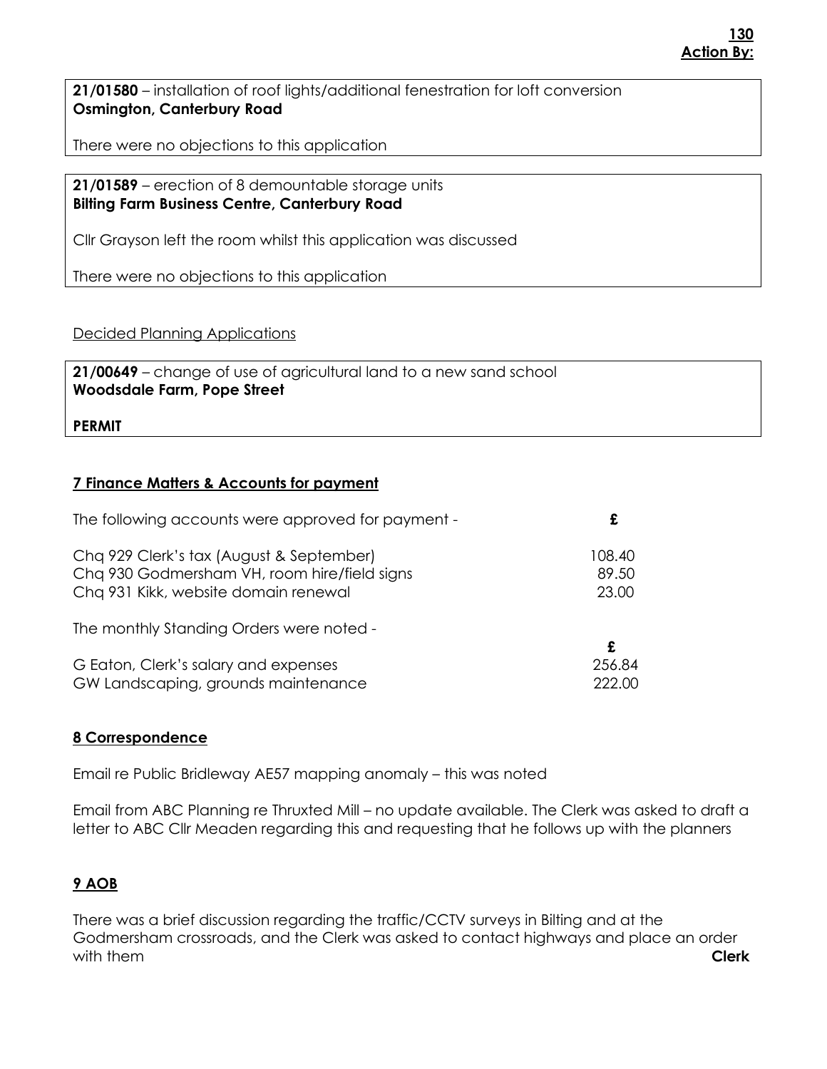**Action By:**

**21/01580** – installation of roof lights/additional fenestration for loft conversion
**Osmington, Canterbury Road**

There were no objections to this application

**21/01589** – erection of 8 demountable storage units
**Bilting Farm Business Centre, Canterbury Road**

Cllr Grayson left the room whilst this application was discussed

There were no objections to this application

Decided Planning Applications

**21/00649** – change of use of agricultural land to a new sand school
**Woodsdale Farm, Pope Street**

**PERMIT**

## 7 Finance Matters & Accounts for payment

| The following accounts were approved for payment - | £ |
|---|---|
| Chq 929 Clerk's tax (August & September) | 108.40 |
| Chq 930 Godmersham VH, room hire/field signs | 89.50 |
| Chq 931 Kikk, website domain renewal | 23.00 |

The monthly Standing Orders were noted -

| | £ |
|---|---|
| G Eaton, Clerk's salary and expenses | 256.84 |
| GW Landscaping, grounds maintenance | 222.00 |

## 8 Correspondence

Email re Public Bridleway AE57 mapping anomaly – this was noted

Email from ABC Planning re Thruxted Mill – no update available. The Clerk was asked to draft a letter to ABC Cllr Meaden regarding this and requesting that he follows up with the planners

## 9 AOB

There was a brief discussion regarding the traffic/CCTV surveys in Bilting and at the Godmersham crossroads, and the Clerk was asked to contact highways and place an order with them **Clerk**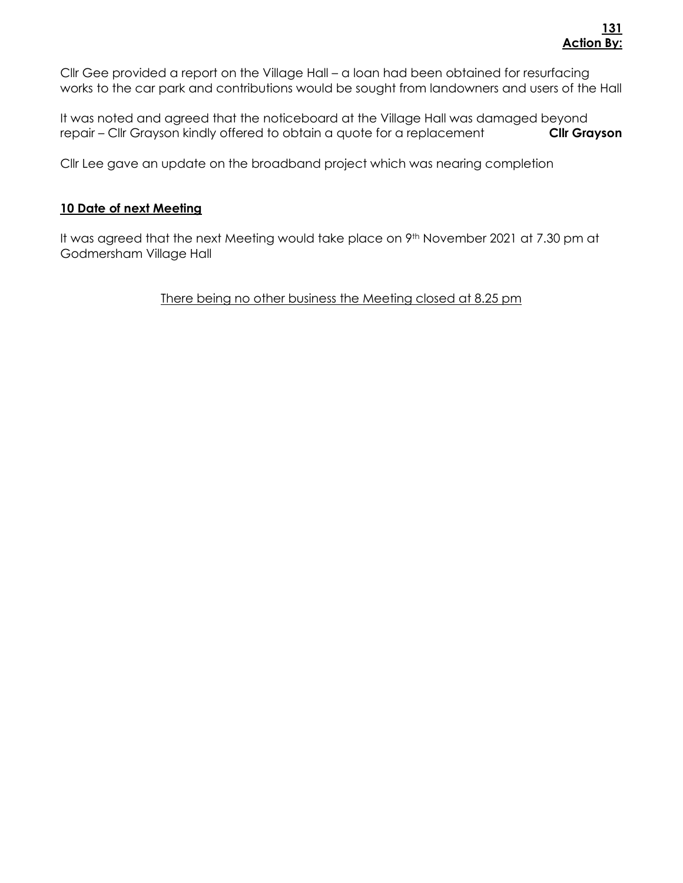**Action By:**

Cllr Gee provided a report on the Village Hall – a loan had been obtained for resurfacing works to the car park and contributions would be sought from landowners and users of the Hall

It was noted and agreed that the noticeboard at the Village Hall was damaged beyond repair – Cllr Grayson kindly offered to obtain a quote for a replacement **Cllr Grayson**

Cllr Lee gave an update on the broadband project which was nearing completion

## 10 Date of next Meeting

It was agreed that the next Meeting would take place on 9th November 2021 at 7.30 pm at Godmersham Village Hall

There being no other business the Meeting closed at 8.25 pm